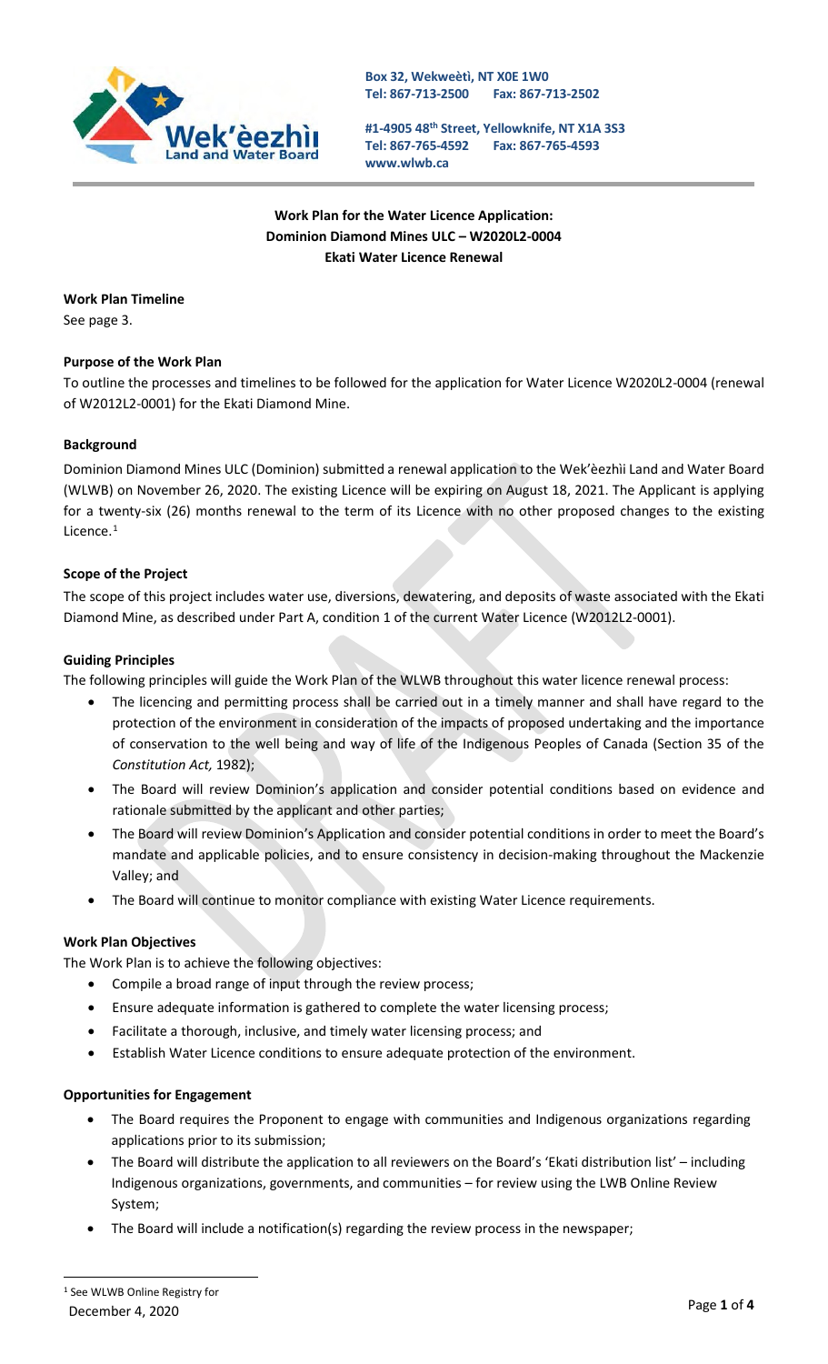Box 32, Wekweètì, NT X0E 1W0
Tel: 867-713-2500 Fax: 867-713-2502

#1-4905 48th Street, Yellowknife, NT X1A 3S3
Tel: 867-765-4592 Fax: 867-765-4593
www.wlwb.ca

**Work Plan for the Water Licence Application:**
**Dominion Diamond Mines ULC – W2020L2-0004**
**Ekati Water Licence Renewal**

**Work Plan Timeline**
See page 3.

**Purpose of the Work Plan**

To outline the processes and timelines to be followed for the application for Water Licence W2020L2-0004 (renewal of W2012L2-0001) for the Ekati Diamond Mine.

**Background**

Dominion Diamond Mines ULC (Dominion) submitted a renewal application to the Wek'èezhìi Land and Water Board (WLWB) on November 26, 2020. The existing Licence will be expiring on August 18, 2021. The Applicant is applying for a twenty-six (26) months renewal to the term of its Licence with no other proposed changes to the existing Licence.[1]

**Scope of the Project**

The scope of this project includes water use, diversions, dewatering, and deposits of waste associated with the Ekati Diamond Mine, as described under Part A, condition 1 of the current Water Licence (W2012L2-0001).

**Guiding Principles**

The following principles will guide the Work Plan of the WLWB throughout this water licence renewal process:

- The licencing and permitting process shall be carried out in a timely manner and shall have regard to the protection of the environment in consideration of the impacts of proposed undertaking and the importance of conservation to the well being and way of life of the Indigenous Peoples of Canada (Section 35 of the *Constitution Act,* 1982);
- The Board will review Dominion's application and consider potential conditions based on evidence and rationale submitted by the applicant and other parties;
- The Board will review Dominion's Application and consider potential conditions in order to meet the Board's mandate and applicable policies, and to ensure consistency in decision-making throughout the Mackenzie Valley; and
- The Board will continue to monitor compliance with existing Water Licence requirements.

**Work Plan Objectives**

The Work Plan is to achieve the following objectives:

- Compile a broad range of input through the review process;
- Ensure adequate information is gathered to complete the water licensing process;
- Facilitate a thorough, inclusive, and timely water licensing process; and
- Establish Water Licence conditions to ensure adequate protection of the environment.

**Opportunities for Engagement**

- The Board requires the Proponent to engage with communities and Indigenous organizations regarding applications prior to its submission;
- The Board will distribute the application to all reviewers on the Board's 'Ekati distribution list' – including Indigenous organizations, governments, and communities – for review using the LWB Online Review System;
- The Board will include a notification(s) regarding the review process in the newspaper;

[1] See WLWB Online Registry for

December 4, 2020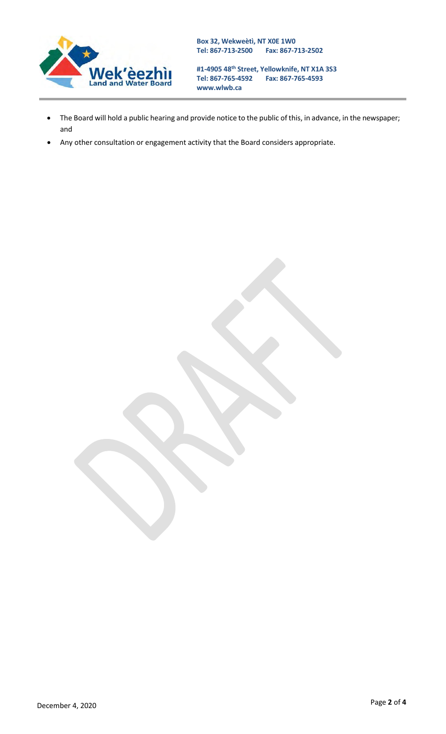- The Board will hold a public hearing and provide notice to the public of this, in advance, in the newspaper; and
- Any other consultation or engagement activity that the Board considers appropriate.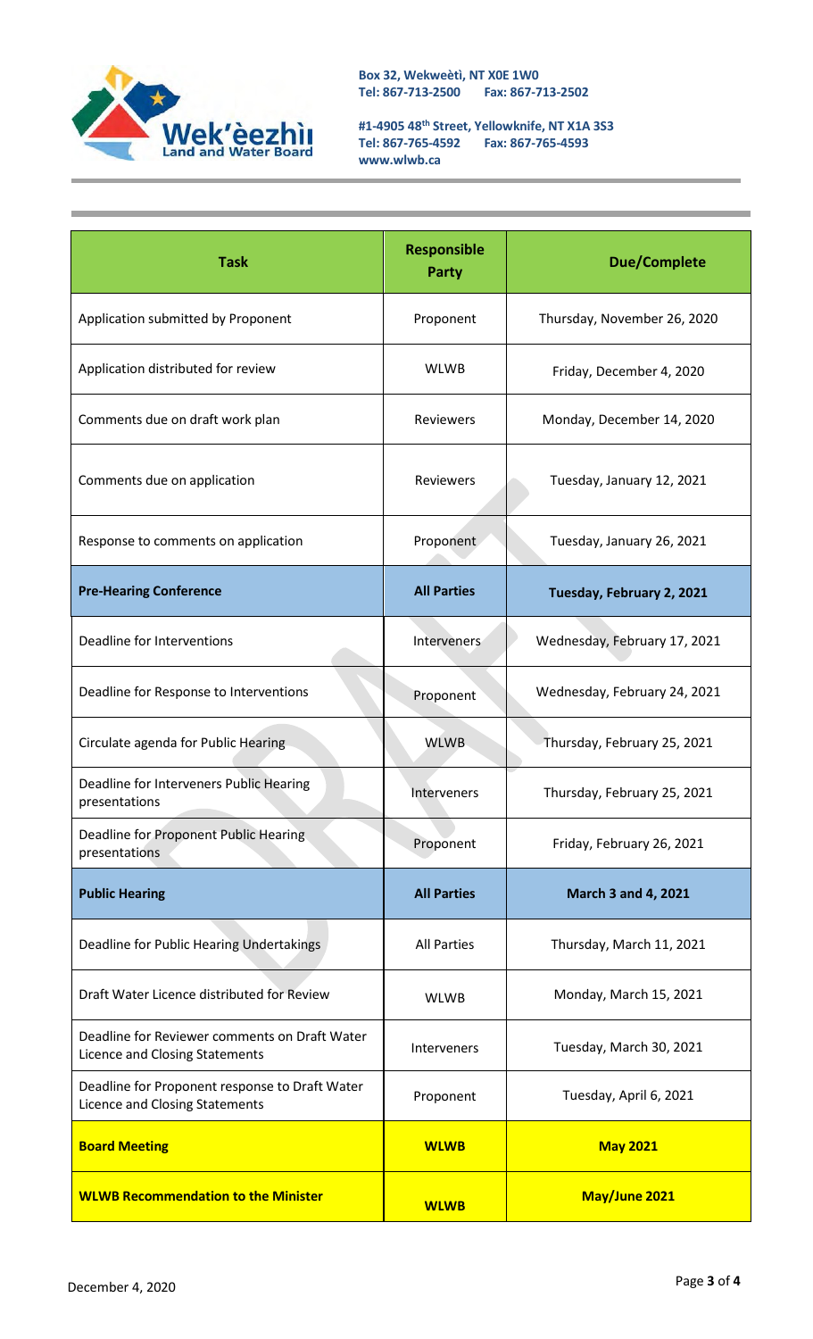Box 32, Wekweètì, NT X0E 1W0
Tel: 867-713-2500 Fax: 867-713-2502

#1-4905 48th Street, Yellowknife, NT X1A 3S3
Tel: 867-765-4592 Fax: 867-765-4593
www.wlwb.ca

| Task | Responsible Party | Due/Complete |
|---|---|---|
| Application submitted by Proponent | Proponent | Thursday, November 26, 2020 |
| Application distributed for review | WLWB | Friday, December 4, 2020 |
| Comments due on draft work plan | Reviewers | Monday, December 14, 2020 |
| Comments due on application | Reviewers | Tuesday, January 12, 2021 |
| Response to comments on application | Proponent | Tuesday, January 26, 2021 |
| **Pre-Hearing Conference** | **All Parties** | **Tuesday, February 2, 2021** |
| Deadline for Interventions | Interveners | Wednesday, February 17, 2021 |
| Deadline for Response to Interventions | Proponent | Wednesday, February 24, 2021 |
| Circulate agenda for Public Hearing | WLWB | Thursday, February 25, 2021 |
| Deadline for Interveners Public Hearing presentations | Interveners | Thursday, February 25, 2021 |
| Deadline for Proponent Public Hearing presentations | Proponent | Friday, February 26, 2021 |
| **Public Hearing** | **All Parties** | **March 3 and 4, 2021** |
| Deadline for Public Hearing Undertakings | All Parties | Thursday, March 11, 2021 |
| Draft Water Licence distributed for Review | WLWB | Monday, March 15, 2021 |
| Deadline for Reviewer comments on Draft Water Licence and Closing Statements | Interveners | Tuesday, March 30, 2021 |
| Deadline for Proponent response to Draft Water Licence and Closing Statements | Proponent | Tuesday, April 6, 2021 |
| **Board Meeting** | **WLWB** | **May 2021** |
| **WLWB Recommendation to the Minister** | **WLWB** | **May/June 2021** |

December 4, 2020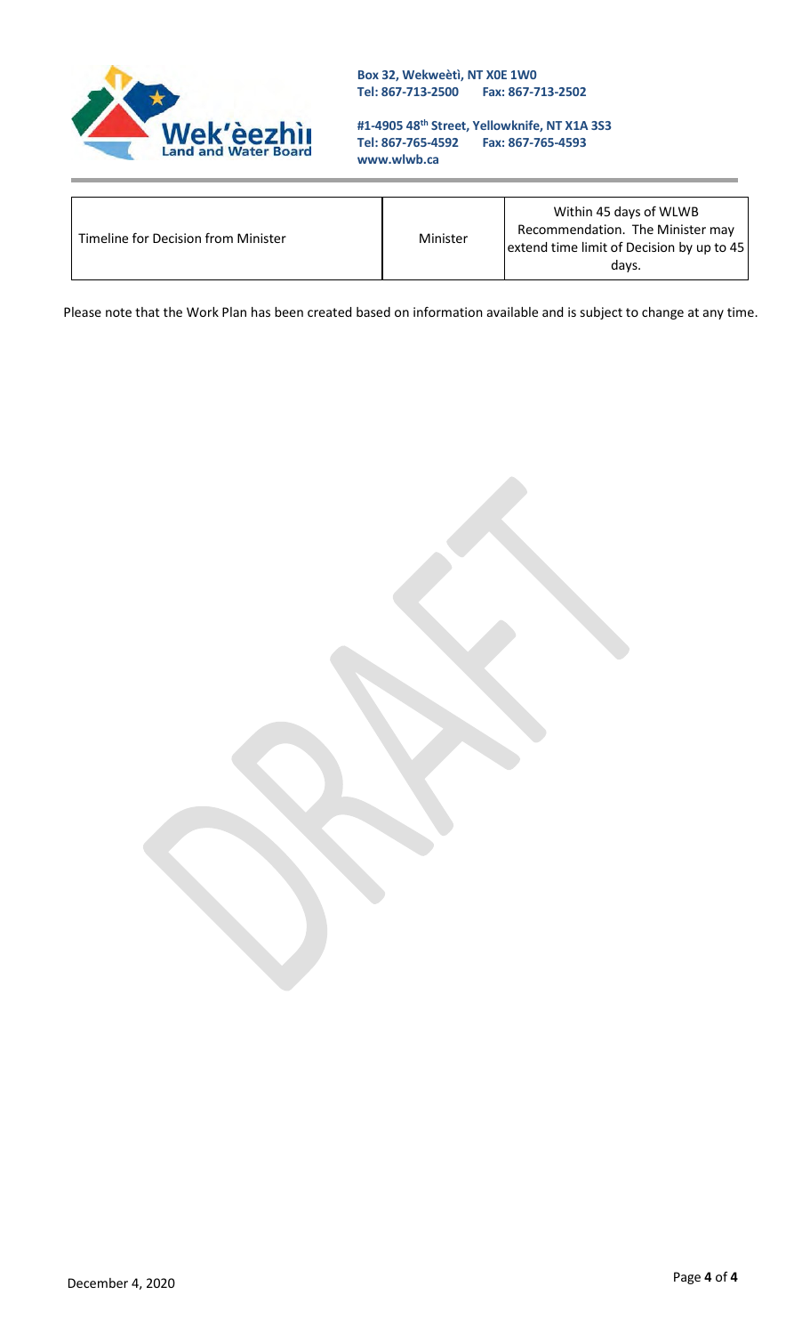| | | |
|---|---|---|
| Timeline for Decision from Minister | Minister | Within 45 days of WLWB Recommendation. The Minister may extend time limit of Decision by up to 45 days. |

Please note that the Work Plan has been created based on information available and is subject to change at any time.